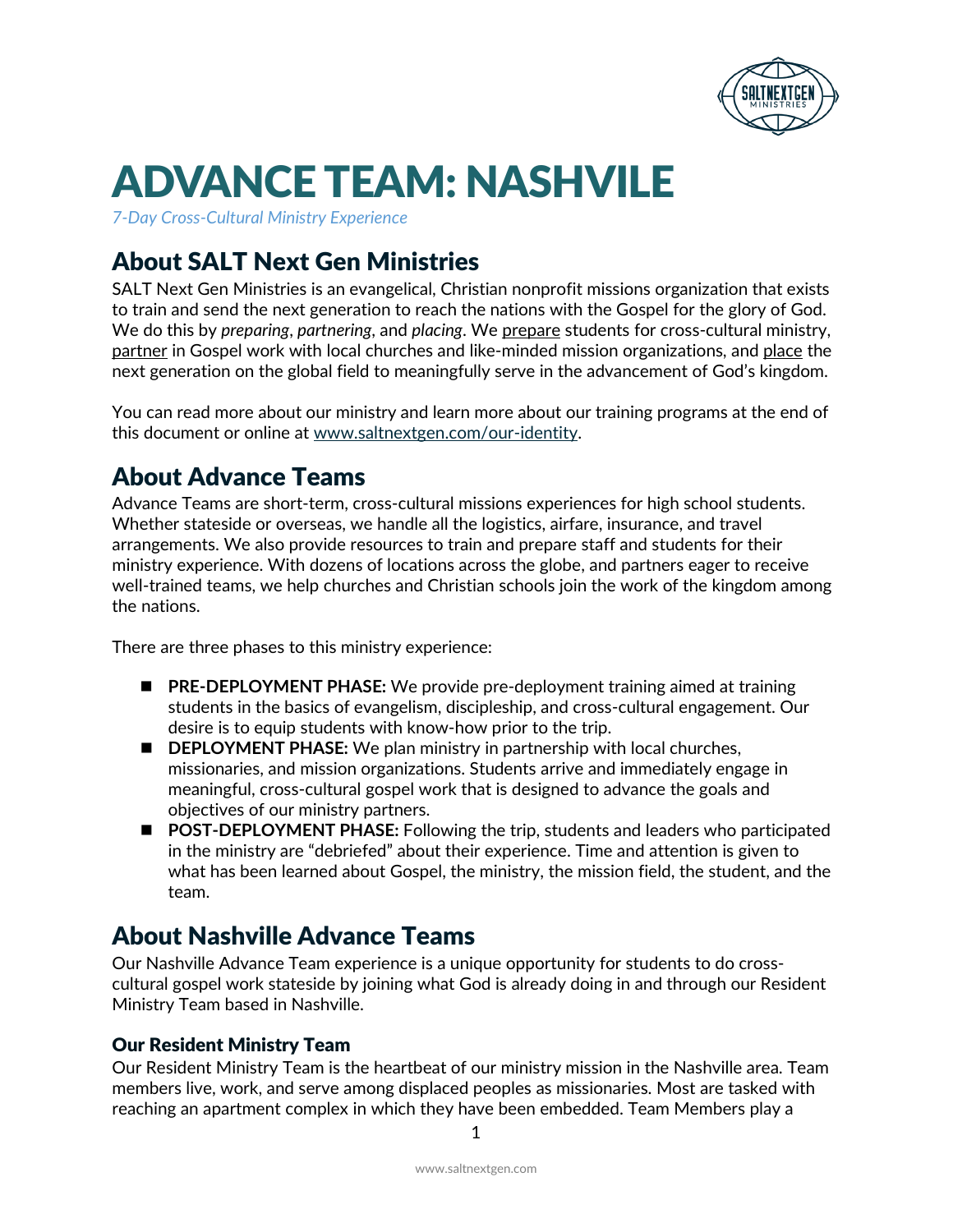# ADVANCE TEAM: NASHVILE

*7-Day Cross-Cultural Ministry Experience*

## About SALT Next Gen Ministries

SALT Next Gen Ministries is an evangelical, Christian nonprofit missions organization that exists to train and send the next generation to reach the nations with the Gospel for the glory of God. We do this by *preparing*, *partnering*, and *placing*. We prepare students for cross-cultural ministry, partner in Gospel work with local churches and like-minded mission organizations, and place the next generation on the global field to meaningfully serve in the advancement of God's kingdom.

You can read more about our ministry and learn more about our training programs at the end of this document or online at www.saltnextgen.com/our-identity.

## About Advance Teams

Advance Teams are short-term, cross-cultural missions experiences for high school students. Whether stateside or overseas, we handle all the logistics, airfare, insurance, and travel arrangements. We also provide resources to train and prepare staff and students for their ministry experience. With dozens of locations across the globe, and partners eager to receive well-trained teams, we help churches and Christian schools join the work of the kingdom among the nations.

There are three phases to this ministry experience:

- **PRE-DEPLOYMENT PHASE:** We provide pre-deployment training aimed at training students in the basics of evangelism, discipleship, and cross-cultural engagement. Our desire is to equip students with know-how prior to the trip.
- **DEPLOYMENT PHASE:** We plan ministry in partnership with local churches, missionaries, and mission organizations. Students arrive and immediately engage in meaningful, cross-cultural gospel work that is designed to advance the goals and objectives of our ministry partners.
- **POST-DEPLOYMENT PHASE:** Following the trip, students and leaders who participated in the ministry are "debriefed" about their experience. Time and attention is given to what has been learned about Gospel, the ministry, the mission field, the student, and the team.

## About Nashville Advance Teams

Our Nashville Advance Team experience is a unique opportunity for students to do cross-cultural gospel work stateside by joining what God is already doing in and through our Resident Ministry Team based in Nashville.

### Our Resident Ministry Team

Our Resident Ministry Team is the heartbeat of our ministry mission in the Nashville area. Team members live, work, and serve among displaced peoples as missionaries. Most are tasked with reaching an apartment complex in which they have been embedded. Team Members play a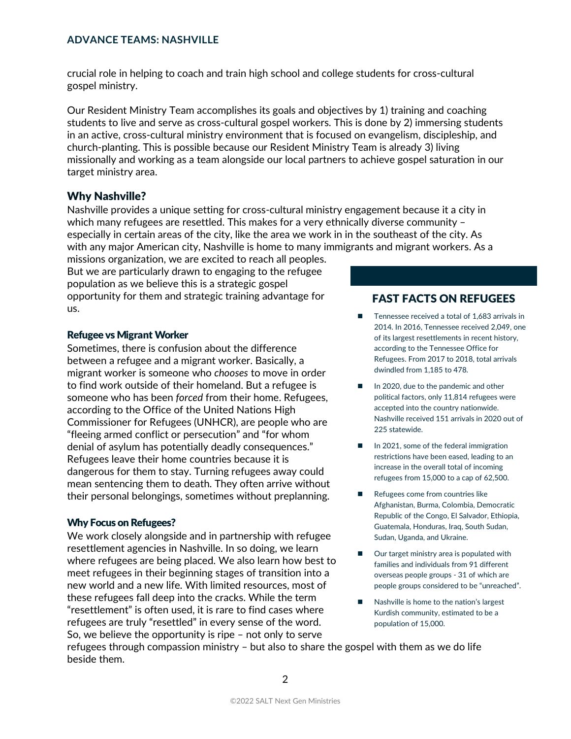crucial role in helping to coach and train high school and college students for cross-cultural gospel ministry.

Our Resident Ministry Team accomplishes its goals and objectives by 1) training and coaching students to live and serve as cross-cultural gospel workers. This is done by 2) immersing students in an active, cross-cultural ministry environment that is focused on evangelism, discipleship, and church-planting. This is possible because our Resident Ministry Team is already 3) living missionally and working as a team alongside our local partners to achieve gospel saturation in our target ministry area.

## Why Nashville?

Nashville provides a unique setting for cross-cultural ministry engagement because it a city in which many refugees are resettled. This makes for a very ethnically diverse community – especially in certain areas of the city, like the area we work in in the southeast of the city. As with any major American city, Nashville is home to many immigrants and migrant workers. As a missions organization, we are excited to reach all peoples. But we are particularly drawn to engaging to the refugee population as we believe this is a strategic gospel opportunity for them and strategic training advantage for us.

### Refugee vs Migrant Worker

Sometimes, there is confusion about the difference between a refugee and a migrant worker. Basically, a migrant worker is someone who *chooses* to move in order to find work outside of their homeland. But a refugee is someone who has been *forced* from their home. Refugees, according to the Office of the United Nations High Commissioner for Refugees (UNHCR), are people who are "fleeing armed conflict or persecution" and "for whom denial of asylum has potentially deadly consequences." Refugees leave their home countries because it is dangerous for them to stay. Turning refugees away could mean sentencing them to death. They often arrive without their personal belongings, sometimes without preplanning.

### Why Focus on Refugees?

We work closely alongside and in partnership with refugee resettlement agencies in Nashville. In so doing, we learn where refugees are being placed. We also learn how best to meet refugees in their beginning stages of transition into a new world and a new life. With limited resources, most of these refugees fall deep into the cracks. While the term "resettlement" is often used, it is rare to find cases where refugees are truly "resettled" in every sense of the word. So, we believe the opportunity is ripe – not only to serve refugees through compassion ministry – but also to share the gospel with them as we do life beside them.

## FAST FACTS ON REFUGEES

- Tennessee received a total of 1,683 arrivals in 2014. In 2016, Tennessee received 2,049, one of its largest resettlements in recent history, according to the Tennessee Office for Refugees. From 2017 to 2018, total arrivals dwindled from 1,185 to 478.
- In 2020, due to the pandemic and other political factors, only 11,814 refugees were accepted into the country nationwide. Nashville received 151 arrivals in 2020 out of 225 statewide.
- In 2021, some of the federal immigration restrictions have been eased, leading to an increase in the overall total of incoming refugees from 15,000 to a cap of 62,500.
- Refugees come from countries like Afghanistan, Burma, Colombia, Democratic Republic of the Congo, El Salvador, Ethiopia, Guatemala, Honduras, Iraq, South Sudan, Sudan, Uganda, and Ukraine.
- Our target ministry area is populated with families and individuals from 91 different overseas people groups - 31 of which are people groups considered to be "unreached".
- Nashville is home to the nation's largest Kurdish community, estimated to be a population of 15,000.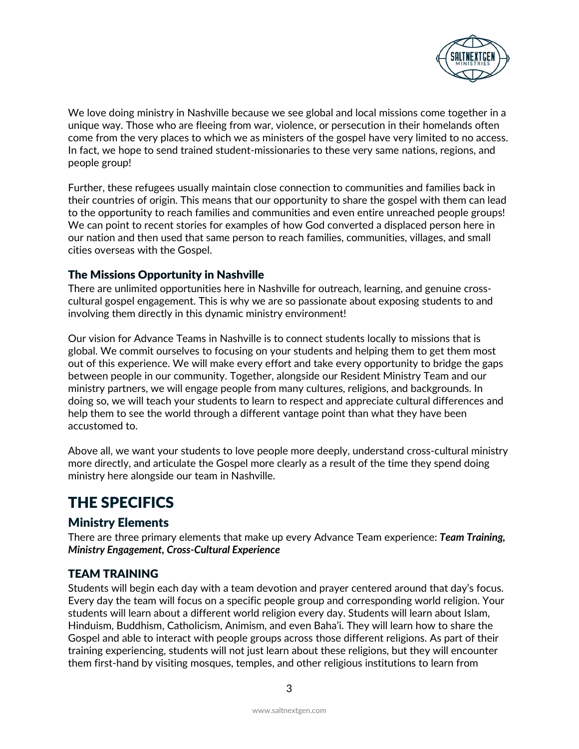We love doing ministry in Nashville because we see global and local missions come together in a unique way. Those who are fleeing from war, violence, or persecution in their homelands often come from the very places to which we as ministers of the gospel have very limited to no access. In fact, we hope to send trained student-missionaries to these very same nations, regions, and people group!

Further, these refugees usually maintain close connection to communities and families back in their countries of origin. This means that our opportunity to share the gospel with them can lead to the opportunity to reach families and communities and even entire unreached people groups! We can point to recent stories for examples of how God converted a displaced person here in our nation and then used that same person to reach families, communities, villages, and small cities overseas with the Gospel.

### The Missions Opportunity in Nashville

There are unlimited opportunities here in Nashville for outreach, learning, and genuine cross-cultural gospel engagement. This is why we are so passionate about exposing students to and involving them directly in this dynamic ministry environment!

Our vision for Advance Teams in Nashville is to connect students locally to missions that is global. We commit ourselves to focusing on your students and helping them to get them most out of this experience. We will make every effort and take every opportunity to bridge the gaps between people in our community. Together, alongside our Resident Ministry Team and our ministry partners, we will engage people from many cultures, religions, and backgrounds. In doing so, we will teach your students to learn to respect and appreciate cultural differences and help them to see the world through a different vantage point than what they have been accustomed to.

Above all, we want your students to love people more deeply, understand cross-cultural ministry more directly, and articulate the Gospel more clearly as a result of the time they spend doing ministry here alongside our team in Nashville.

# THE SPECIFICS

## Ministry Elements

There are three primary elements that make up every Advance Team experience: ***Team Training, Ministry Engagement, Cross-Cultural Experience***

## TEAM TRAINING

Students will begin each day with a team devotion and prayer centered around that day's focus. Every day the team will focus on a specific people group and corresponding world religion. Your students will learn about a different world religion every day. Students will learn about Islam, Hinduism, Buddhism, Catholicism, Animism, and even Baha'i. They will learn how to share the Gospel and able to interact with people groups across those different religions. As part of their training experiencing, students will not just learn about these religions, but they will encounter them first-hand by visiting mosques, temples, and other religious institutions to learn from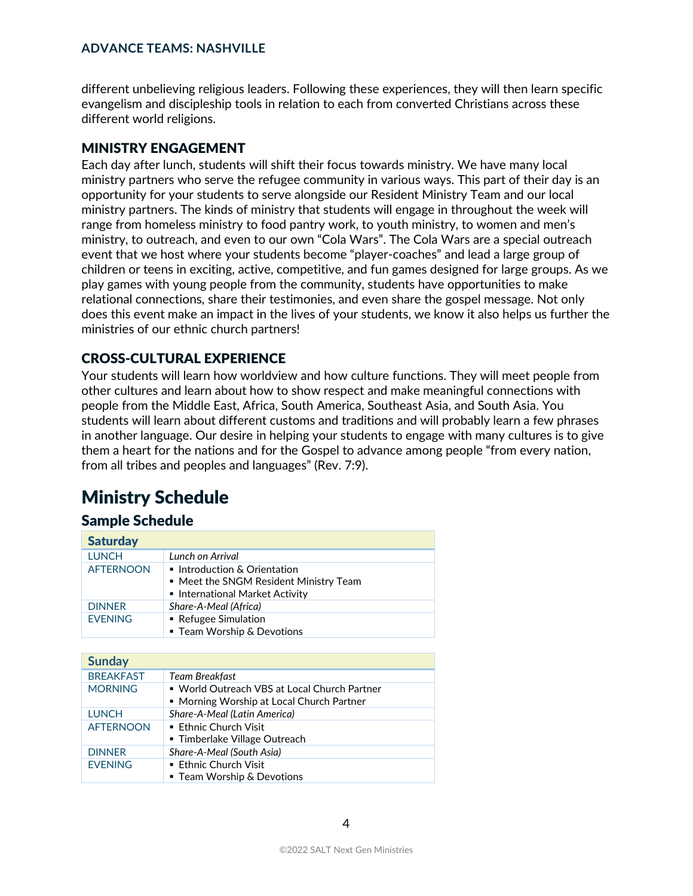different unbelieving religious leaders. Following these experiences, they will then learn specific evangelism and discipleship tools in relation to each from converted Christians across these different world religions.

### MINISTRY ENGAGEMENT

Each day after lunch, students will shift their focus towards ministry. We have many local ministry partners who serve the refugee community in various ways. This part of their day is an opportunity for your students to serve alongside our Resident Ministry Team and our local ministry partners. The kinds of ministry that students will engage in throughout the week will range from homeless ministry to food pantry work, to youth ministry, to women and men's ministry, to outreach, and even to our own "Cola Wars". The Cola Wars are a special outreach event that we host where your students become "player-coaches" and lead a large group of children or teens in exciting, active, competitive, and fun games designed for large groups. As we play games with young people from the community, students have opportunities to make relational connections, share their testimonies, and even share the gospel message. Not only does this event make an impact in the lives of your students, we know it also helps us further the ministries of our ethnic church partners!

### CROSS-CULTURAL EXPERIENCE

Your students will learn how worldview and how culture functions. They will meet people from other cultures and learn about how to show respect and make meaningful connections with people from the Middle East, Africa, South America, Southeast Asia, and South Asia. You students will learn about different customs and traditions and will probably learn a few phrases in another language. Our desire in helping your students to engage with many cultures is to give them a heart for the nations and for the Gospel to advance among people "from every nation, from all tribes and peoples and languages" (Rev. 7:9).

# Ministry Schedule

## Sample Schedule

| Saturday | |
|---|---|
| LUNCH | *Lunch on Arrival* |
| AFTERNOON | ▪ Introduction & Orientation<br>▪ Meet the SNGM Resident Ministry Team<br>▪ International Market Activity |
| DINNER | *Share-A-Meal (Africa)* |
| EVENING | ▪ Refugee Simulation<br>▪ Team Worship & Devotions |

| Sunday | |
|---|---|
| BREAKFAST | *Team Breakfast* |
| MORNING | ▪ World Outreach VBS at Local Church Partner<br>▪ Morning Worship at Local Church Partner |
| LUNCH | *Share-A-Meal (Latin America)* |
| AFTERNOON | ▪ Ethnic Church Visit<br>▪ Timberlake Village Outreach |
| DINNER | *Share-A-Meal (South Asia)* |
| EVENING | ▪ Ethnic Church Visit<br>▪ Team Worship & Devotions |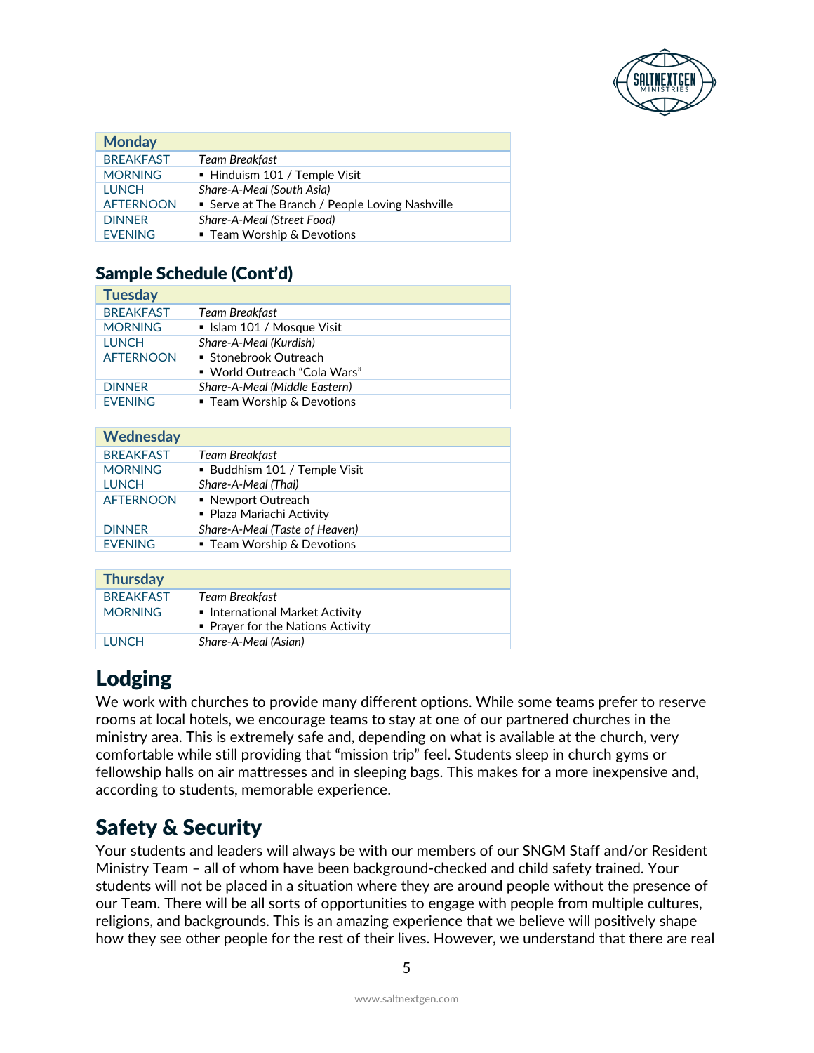| Monday | |
|---|---|
| BREAKFAST | *Team Breakfast* |
| MORNING | ▪ Hinduism 101 / Temple Visit |
| LUNCH | *Share-A-Meal (South Asia)* |
| AFTERNOON | ▪ Serve at The Branch / People Loving Nashville |
| DINNER | *Share-A-Meal (Street Food)* |
| EVENING | ▪ Team Worship & Devotions |

### Sample Schedule (Cont'd)

| Tuesday | |
|---|---|
| BREAKFAST | *Team Breakfast* |
| MORNING | ▪ Islam 101 / Mosque Visit |
| LUNCH | *Share-A-Meal (Kurdish)* |
| AFTERNOON | ▪ Stonebrook Outreach<br>▪ World Outreach "Cola Wars" |
| DINNER | *Share-A-Meal (Middle Eastern)* |
| EVENING | ▪ Team Worship & Devotions |

| Wednesday | |
|---|---|
| BREAKFAST | *Team Breakfast* |
| MORNING | ▪ Buddhism 101 / Temple Visit |
| LUNCH | *Share-A-Meal (Thai)* |
| AFTERNOON | ▪ Newport Outreach<br>▪ Plaza Mariachi Activity |
| DINNER | *Share-A-Meal (Taste of Heaven)* |
| EVENING | ▪ Team Worship & Devotions |

| Thursday | |
|---|---|
| BREAKFAST | *Team Breakfast* |
| MORNING | ▪ International Market Activity<br>▪ Prayer for the Nations Activity |
| LUNCH | *Share-A-Meal (Asian)* |

## Lodging

We work with churches to provide many different options. While some teams prefer to reserve rooms at local hotels, we encourage teams to stay at one of our partnered churches in the ministry area. This is extremely safe and, depending on what is available at the church, very comfortable while still providing that "mission trip" feel. Students sleep in church gyms or fellowship halls on air mattresses and in sleeping bags. This makes for a more inexpensive and, according to students, memorable experience.

## Safety & Security

Your students and leaders will always be with our members of our SNGM Staff and/or Resident Ministry Team – all of whom have been background-checked and child safety trained. Your students will not be placed in a situation where they are around people without the presence of our Team. There will be all sorts of opportunities to engage with people from multiple cultures, religions, and backgrounds. This is an amazing experience that we believe will positively shape how they see other people for the rest of their lives. However, we understand that there are real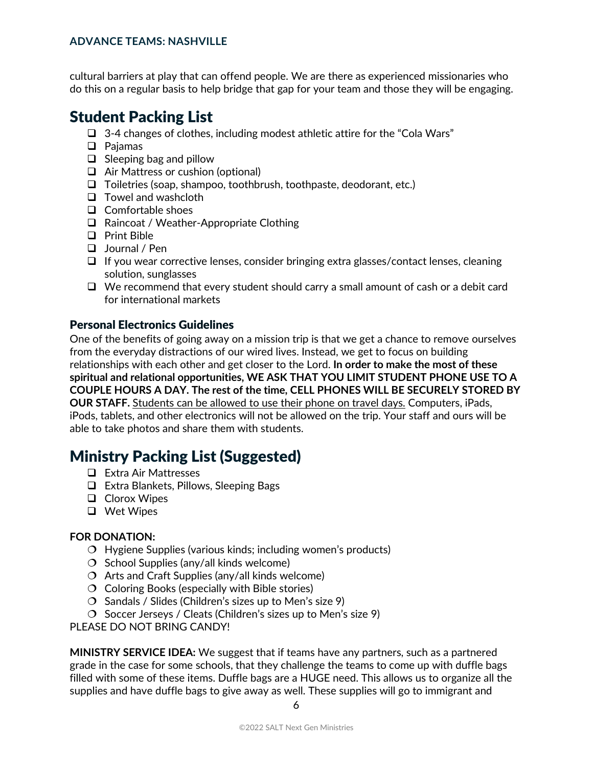cultural barriers at play that can offend people. We are there as experienced missionaries who do this on a regular basis to help bridge that gap for your team and those they will be engaging.

## Student Packing List

- 3-4 changes of clothes, including modest athletic attire for the "Cola Wars"
- Pajamas
- Sleeping bag and pillow
- Air Mattress or cushion (optional)
- Toiletries (soap, shampoo, toothbrush, toothpaste, deodorant, etc.)
- Towel and washcloth
- Comfortable shoes
- Raincoat / Weather-Appropriate Clothing
- Print Bible
- Journal / Pen
- If you wear corrective lenses, consider bringing extra glasses/contact lenses, cleaning solution, sunglasses
- We recommend that every student should carry a small amount of cash or a debit card for international markets

### Personal Electronics Guidelines

One of the benefits of going away on a mission trip is that we get a chance to remove ourselves from the everyday distractions of our wired lives. Instead, we get to focus on building relationships with each other and get closer to the Lord. **In order to make the most of these spiritual and relational opportunities, WE ASK THAT YOU LIMIT STUDENT PHONE USE TO A COUPLE HOURS A DAY. The rest of the time, CELL PHONES WILL BE SECURELY STORED BY OUR STAFF.** Students can be allowed to use their phone on travel days. Computers, iPads, iPods, tablets, and other electronics will not be allowed on the trip. Your staff and ours will be able to take photos and share them with students.

## Ministry Packing List (Suggested)

- Extra Air Mattresses
- Extra Blankets, Pillows, Sleeping Bags
- Clorox Wipes
- Wet Wipes

**FOR DONATION:**

- Hygiene Supplies (various kinds; including women's products)
- School Supplies (any/all kinds welcome)
- Arts and Craft Supplies (any/all kinds welcome)
- Coloring Books (especially with Bible stories)
- Sandals / Slides (Children's sizes up to Men's size 9)
- Soccer Jerseys / Cleats (Children's sizes up to Men's size 9)

PLEASE DO NOT BRING CANDY!

**MINISTRY SERVICE IDEA:** We suggest that if teams have any partners, such as a partnered grade in the case for some schools, that they challenge the teams to come up with duffle bags filled with some of these items. Duffle bags are a HUGE need. This allows us to organize all the supplies and have duffle bags to give away as well. These supplies will go to immigrant and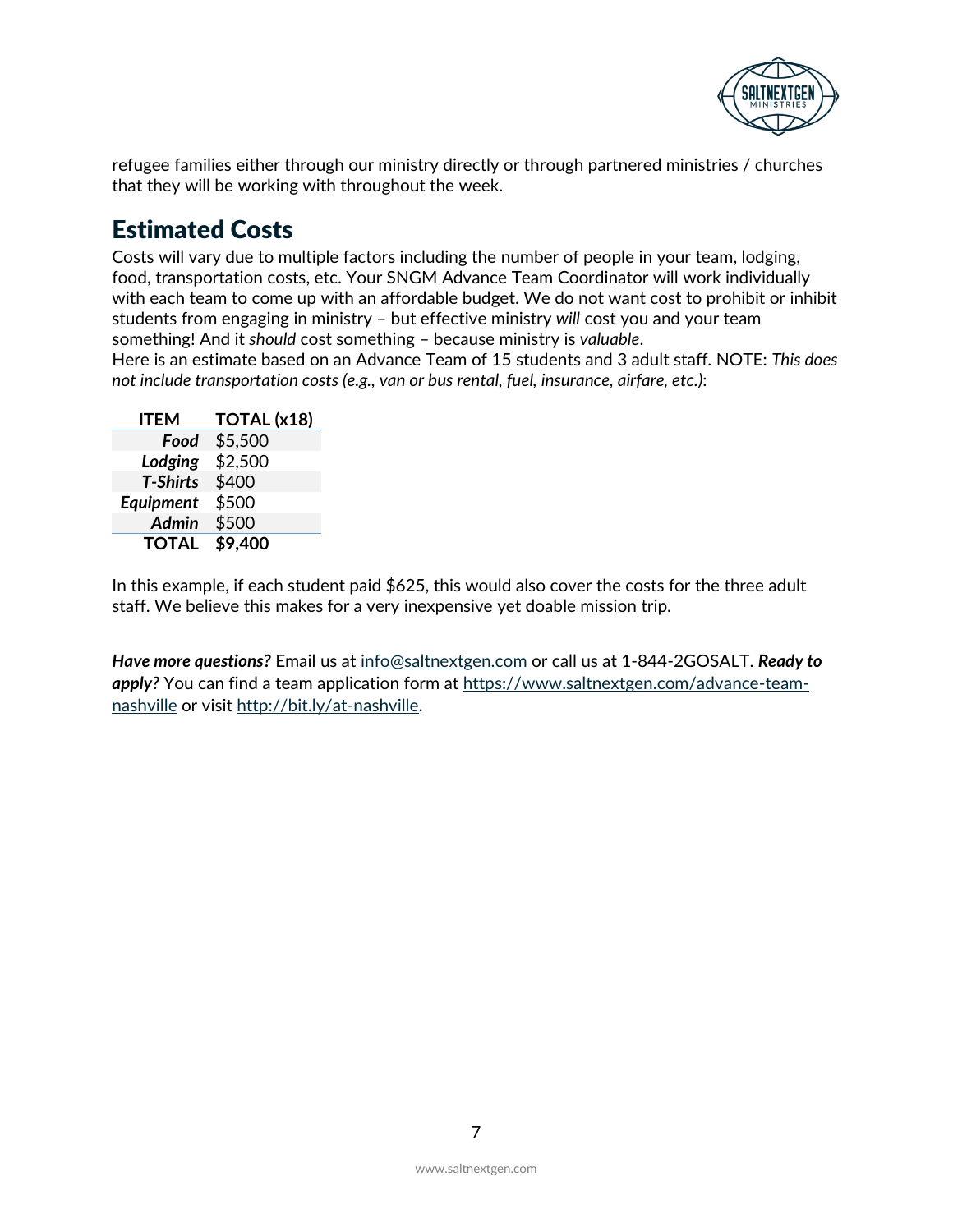refugee families either through our ministry directly or through partnered ministries / churches that they will be working with throughout the week.

## Estimated Costs

Costs will vary due to multiple factors including the number of people in your team, lodging, food, transportation costs, etc. Your SNGM Advance Team Coordinator will work individually with each team to come up with an affordable budget. We do not want cost to prohibit or inhibit students from engaging in ministry – but effective ministry *will* cost you and your team something! And it *should* cost something – because ministry is *valuable*.
Here is an estimate based on an Advance Team of 15 students and 3 adult staff. NOTE: *This does not include transportation costs (e.g., van or bus rental, fuel, insurance, airfare, etc.)*:

| ITEM | TOTAL (x18) |
|---:|---|
| ***Food*** | $5,500 |
| ***Lodging*** | $2,500 |
| ***T-Shirts*** | $400 |
| ***Equipment*** | $500 |
| ***Admin*** | $500 |
| **TOTAL** | **$9,400** |

In this example, if each student paid $625, this would also cover the costs for the three adult staff. We believe this makes for a very inexpensive yet doable mission trip.

***Have more questions?*** Email us at info@saltnextgen.com or call us at 1-844-2GOSALT. ***Ready to apply?*** You can find a team application form at https://www.saltnextgen.com/advance-team-nashville or visit http://bit.ly/at-nashville.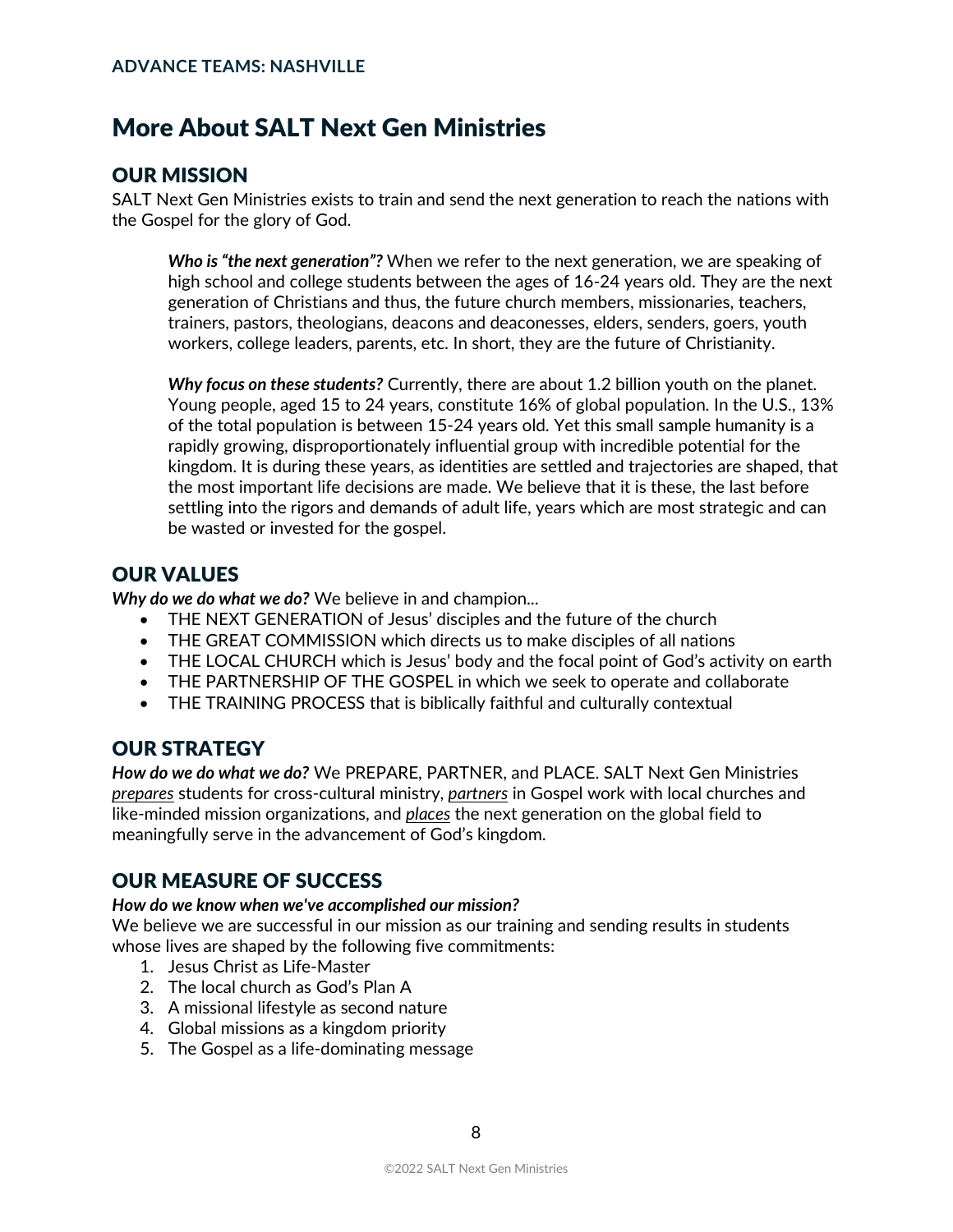# More About SALT Next Gen Ministries

## OUR MISSION

SALT Next Gen Ministries exists to train and send the next generation to reach the nations with the Gospel for the glory of God.

> ***Who is "the next generation"?*** When we refer to the next generation, we are speaking of high school and college students between the ages of 16-24 years old. They are the next generation of Christians and thus, the future church members, missionaries, teachers, trainers, pastors, theologians, deacons and deaconesses, elders, senders, goers, youth workers, college leaders, parents, etc. In short, they are the future of Christianity.
>
> ***Why focus on these students?*** Currently, there are about 1.2 billion youth on the planet. Young people, aged 15 to 24 years, constitute 16% of global population. In the U.S., 13% of the total population is between 15-24 years old. Yet this small sample humanity is a rapidly growing, disproportionately influential group with incredible potential for the kingdom. It is during these years, as identities are settled and trajectories are shaped, that the most important life decisions are made. We believe that it is these, the last before settling into the rigors and demands of adult life, years which are most strategic and can be wasted or invested for the gospel.

## OUR VALUES

***Why do we do what we do?*** We believe in and champion...

- THE NEXT GENERATION of Jesus' disciples and the future of the church
- THE GREAT COMMISSION which directs us to make disciples of all nations
- THE LOCAL CHURCH which is Jesus' body and the focal point of God's activity on earth
- THE PARTNERSHIP OF THE GOSPEL in which we seek to operate and collaborate
- THE TRAINING PROCESS that is biblically faithful and culturally contextual

## OUR STRATEGY

***How do we do what we do?*** We PREPARE, PARTNER, and PLACE. SALT Next Gen Ministries *prepares* students for cross-cultural ministry, *partners* in Gospel work with local churches and like-minded mission organizations, and *places* the next generation on the global field to meaningfully serve in the advancement of God's kingdom.

## OUR MEASURE OF SUCCESS

***How do we know when we've accomplished our mission?***

We believe we are successful in our mission as our training and sending results in students whose lives are shaped by the following five commitments:

1. Jesus Christ as Life-Master
2. The local church as God's Plan A
3. A missional lifestyle as second nature
4. Global missions as a kingdom priority
5. The Gospel as a life-dominating message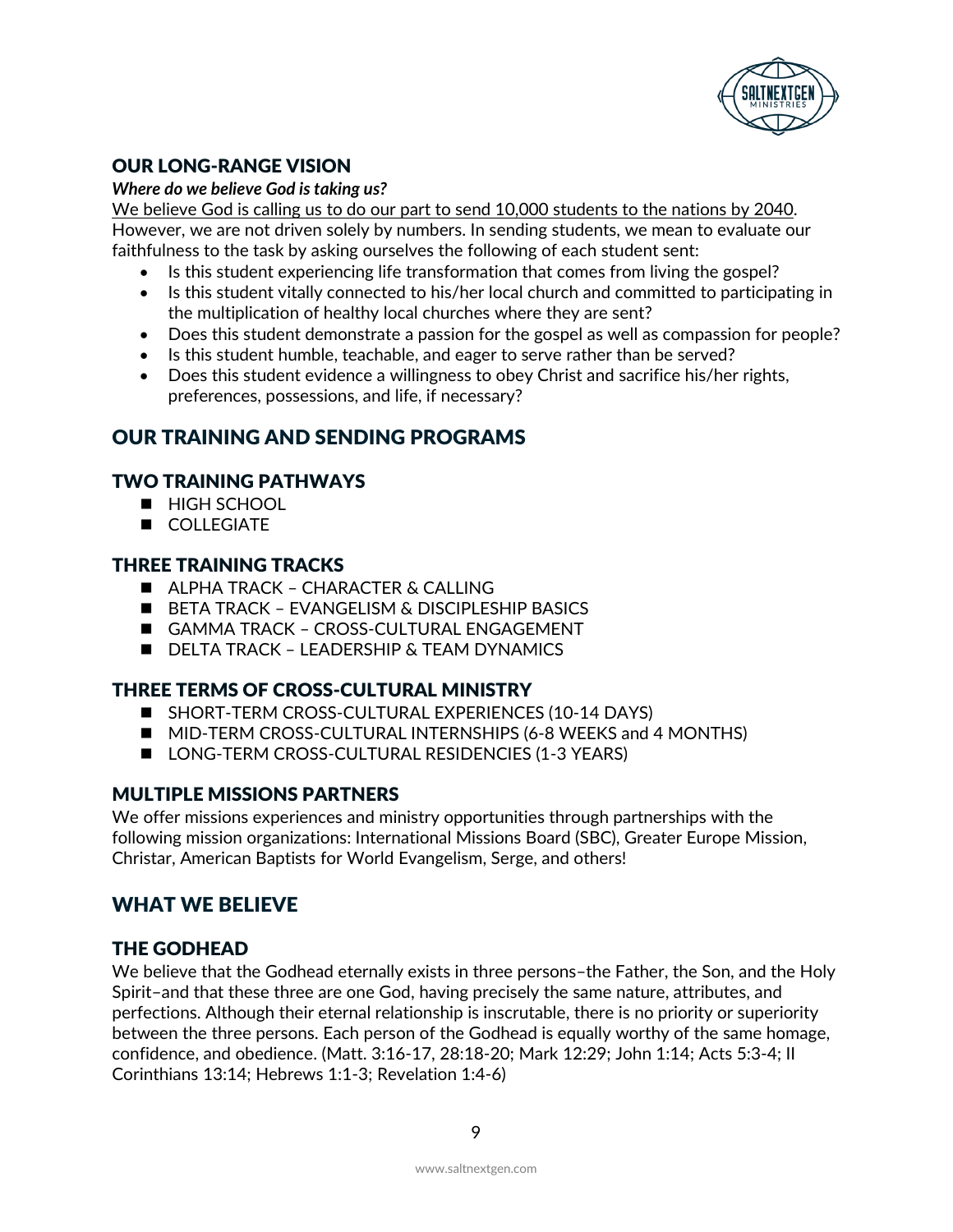## OUR LONG-RANGE VISION

***Where do we believe God is taking us?***

We believe God is calling us to do our part to send 10,000 students to the nations by 2040. However, we are not driven solely by numbers. In sending students, we mean to evaluate our faithfulness to the task by asking ourselves the following of each student sent:

- Is this student experiencing life transformation that comes from living the gospel?
- Is this student vitally connected to his/her local church and committed to participating in the multiplication of healthy local churches where they are sent?
- Does this student demonstrate a passion for the gospel as well as compassion for people?
- Is this student humble, teachable, and eager to serve rather than be served?
- Does this student evidence a willingness to obey Christ and sacrifice his/her rights, preferences, possessions, and life, if necessary?

# OUR TRAINING AND SENDING PROGRAMS

## TWO TRAINING PATHWAYS

- HIGH SCHOOL
- COLLEGIATE

## THREE TRAINING TRACKS

- ALPHA TRACK – CHARACTER & CALLING
- BETA TRACK – EVANGELISM & DISCIPLESHIP BASICS
- GAMMA TRACK – CROSS-CULTURAL ENGAGEMENT
- DELTA TRACK – LEADERSHIP & TEAM DYNAMICS

## THREE TERMS OF CROSS-CULTURAL MINISTRY

- SHORT-TERM CROSS-CULTURAL EXPERIENCES (10-14 DAYS)
- MID-TERM CROSS-CULTURAL INTERNSHIPS (6-8 WEEKS and 4 MONTHS)
- LONG-TERM CROSS-CULTURAL RESIDENCIES (1-3 YEARS)

## MULTIPLE MISSIONS PARTNERS

We offer missions experiences and ministry opportunities through partnerships with the following mission organizations: International Missions Board (SBC), Greater Europe Mission, Christar, American Baptists for World Evangelism, Serge, and others!

# WHAT WE BELIEVE

## THE GODHEAD

We believe that the Godhead eternally exists in three persons–the Father, the Son, and the Holy Spirit–and that these three are one God, having precisely the same nature, attributes, and perfections. Although their eternal relationship is inscrutable, there is no priority or superiority between the three persons. Each person of the Godhead is equally worthy of the same homage, confidence, and obedience. (Matt. 3:16-17, 28:18-20; Mark 12:29; John 1:14; Acts 5:3-4; II Corinthians 13:14; Hebrews 1:1-3; Revelation 1:4-6)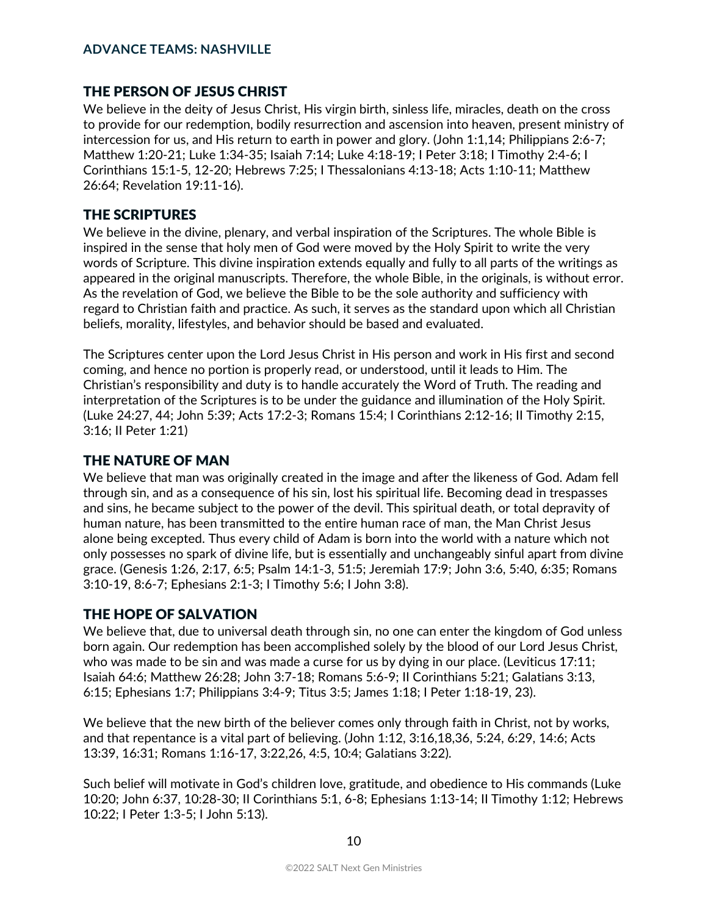## THE PERSON OF JESUS CHRIST

We believe in the deity of Jesus Christ, His virgin birth, sinless life, miracles, death on the cross to provide for our redemption, bodily resurrection and ascension into heaven, present ministry of intercession for us, and His return to earth in power and glory. (John 1:1,14; Philippians 2:6-7; Matthew 1:20-21; Luke 1:34-35; Isaiah 7:14; Luke 4:18-19; I Peter 3:18; I Timothy 2:4-6; I Corinthians 15:1-5, 12-20; Hebrews 7:25; I Thessalonians 4:13-18; Acts 1:10-11; Matthew 26:64; Revelation 19:11-16).

## THE SCRIPTURES

We believe in the divine, plenary, and verbal inspiration of the Scriptures. The whole Bible is inspired in the sense that holy men of God were moved by the Holy Spirit to write the very words of Scripture. This divine inspiration extends equally and fully to all parts of the writings as appeared in the original manuscripts. Therefore, the whole Bible, in the originals, is without error. As the revelation of God, we believe the Bible to be the sole authority and sufficiency with regard to Christian faith and practice. As such, it serves as the standard upon which all Christian beliefs, morality, lifestyles, and behavior should be based and evaluated.

The Scriptures center upon the Lord Jesus Christ in His person and work in His first and second coming, and hence no portion is properly read, or understood, until it leads to Him. The Christian's responsibility and duty is to handle accurately the Word of Truth. The reading and interpretation of the Scriptures is to be under the guidance and illumination of the Holy Spirit. (Luke 24:27, 44; John 5:39; Acts 17:2-3; Romans 15:4; I Corinthians 2:12-16; II Timothy 2:15, 3:16; II Peter 1:21)

## THE NATURE OF MAN

We believe that man was originally created in the image and after the likeness of God. Adam fell through sin, and as a consequence of his sin, lost his spiritual life. Becoming dead in trespasses and sins, he became subject to the power of the devil. This spiritual death, or total depravity of human nature, has been transmitted to the entire human race of man, the Man Christ Jesus alone being excepted. Thus every child of Adam is born into the world with a nature which not only possesses no spark of divine life, but is essentially and unchangeably sinful apart from divine grace. (Genesis 1:26, 2:17, 6:5; Psalm 14:1-3, 51:5; Jeremiah 17:9; John 3:6, 5:40, 6:35; Romans 3:10-19, 8:6-7; Ephesians 2:1-3; I Timothy 5:6; I John 3:8).

## THE HOPE OF SALVATION

We believe that, due to universal death through sin, no one can enter the kingdom of God unless born again. Our redemption has been accomplished solely by the blood of our Lord Jesus Christ, who was made to be sin and was made a curse for us by dying in our place. (Leviticus 17:11; Isaiah 64:6; Matthew 26:28; John 3:7-18; Romans 5:6-9; II Corinthians 5:21; Galatians 3:13, 6:15; Ephesians 1:7; Philippians 3:4-9; Titus 3:5; James 1:18; I Peter 1:18-19, 23).

We believe that the new birth of the believer comes only through faith in Christ, not by works, and that repentance is a vital part of believing. (John 1:12, 3:16,18,36, 5:24, 6:29, 14:6; Acts 13:39, 16:31; Romans 1:16-17, 3:22,26, 4:5, 10:4; Galatians 3:22).

Such belief will motivate in God's children love, gratitude, and obedience to His commands (Luke 10:20; John 6:37, 10:28-30; II Corinthians 5:1, 6-8; Ephesians 1:13-14; II Timothy 1:12; Hebrews 10:22; I Peter 1:3-5; I John 5:13).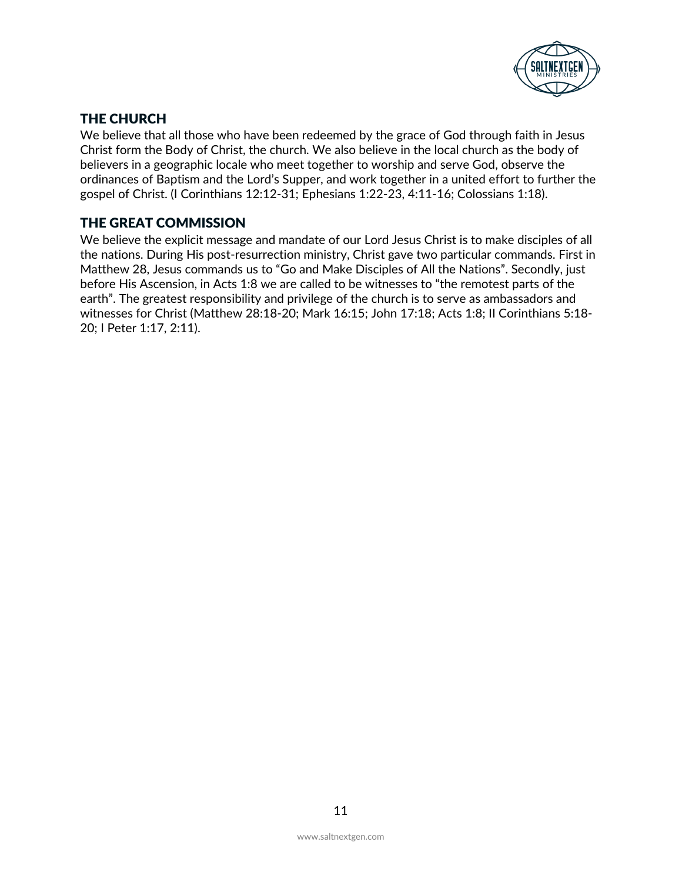## THE CHURCH

We believe that all those who have been redeemed by the grace of God through faith in Jesus Christ form the Body of Christ, the church. We also believe in the local church as the body of believers in a geographic locale who meet together to worship and serve God, observe the ordinances of Baptism and the Lord's Supper, and work together in a united effort to further the gospel of Christ. (I Corinthians 12:12-31; Ephesians 1:22-23, 4:11-16; Colossians 1:18).

## THE GREAT COMMISSION

We believe the explicit message and mandate of our Lord Jesus Christ is to make disciples of all the nations. During His post-resurrection ministry, Christ gave two particular commands. First in Matthew 28, Jesus commands us to "Go and Make Disciples of All the Nations". Secondly, just before His Ascension, in Acts 1:8 we are called to be witnesses to "the remotest parts of the earth". The greatest responsibility and privilege of the church is to serve as ambassadors and witnesses for Christ (Matthew 28:18-20; Mark 16:15; John 17:18; Acts 1:8; II Corinthians 5:18-20; I Peter 1:17, 2:11).